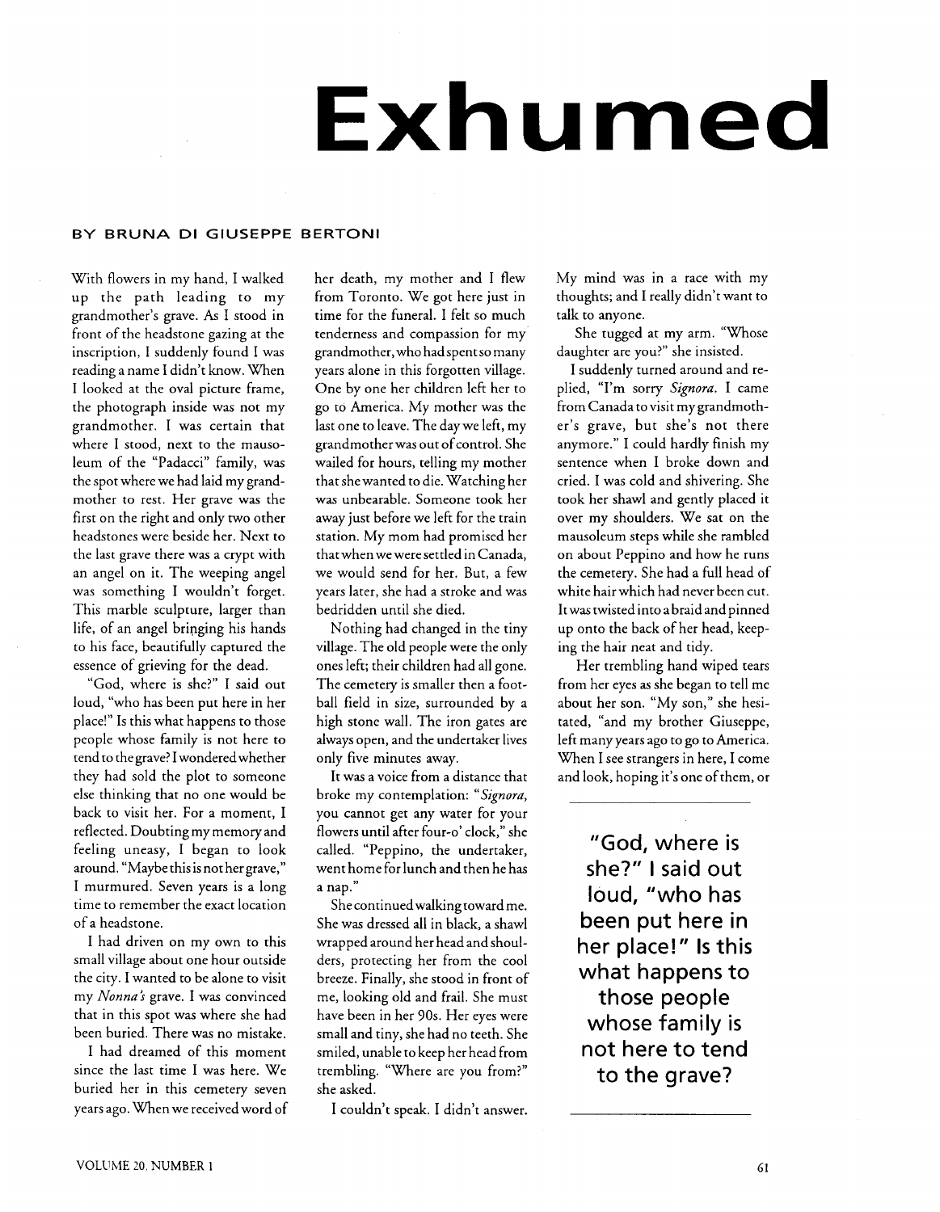# Exhumed

**BY BRUNA DI GIUSEPPE BERTONI**

With flowers in my hand, I walked up the path leading to my grandmother's grave. As I stood in front of the headstone gazing at the inscription, I suddenly found I was reading a name I didn't know. When I looked at the oval picture frame, the photograph inside was not my grandmother. I was certain that where I stood, next to the mausoleum of the "Padacci" family, was the spot where we had laid my grandmother to rest. Her grave was the first on the right and only two other headstones were beside her. Next to the last grave there was a crypt with an angel on it. The weeping angel was something I wouldn't forget. This marble sculpture, larger than life, of an angel bringing his hands to his face, beautifully captured the essence of grieving for the dead.

"God, where is she?" I said out loud, "who has been put here in her place!" Is this what happens to those people whose family is not here to tend to the grave? I wondered whether they had sold the plot to someone else thinking that no one would be back to visit her. For a moment, I reflected. Doubting my memory and feeling uneasy, I began to look around. "Maybe this is not her grave," I murmured. Seven years is a long time to remember the exact location of a headstone.

I had driven on my own to this small village about one hour outside the city. I wanted to be alone to visit my *Nonna's* grave. I was convinced that in this spot was where she had been buried. There was no mistake.

I had dreamed of this moment since the last time I was here. We buried her in this cemetery seven years ago. When we received word of her death, my mother and I flew from Toronto. We got here just in time for the funeral. I felt so much tenderness and compassion for my grandmother, who had spent so many years alone in this forgotten village. One by one her children left her to go to America. My mother was the last one to leave. The day we left, my grandmother was out of control. She wailed for hours, telling my mother that she wanted to die. Watching her was unbearable. Someone took her away just before we left for the train station. My mom had promised her that when we were settled in Canada, we would send for her. But, a few years later, she had a stroke and was bedridden until she died.

Nothing had changed in the tiny village. The old people were the only ones left; their children had all gone. The cemetery is smaller then a football field in size, surrounded by a high stone wall. The iron gates are always open, and the undertaker lives only five minutes away.

It was a voice from a distance that broke my contemplation: "*Signora*, you cannot get any water for your flowers until after four-o' clock," she called. "Peppino, the undertaker, went home for lunch and then he has a nap."

She continued walking toward me. She was dressed all in black, a shawl wrapped around her head and shoulders, protecting her from the cool breeze. Finally, she stood in front of me, looking old and frail. She must have been in her 90s. Her eyes were small and tiny, she had no teeth. She smiled, unable to keep her head from trembling. "Where are you from?" she asked.

I couldn't speak. I didn't answer. My mind was in a race with my thoughts; and I really didn't want to talk to anyone.

She tugged at my arm. "Whose daughter are you?" she insisted.

I suddenly turned around and replied, "I'm sorry *Signora*. I came from Canada to visit my grandmother's grave, but she's not there anymore." I could hardly finish my sentence when I broke down and cried. I was cold and shivering. She took her shawl and gently placed it over my shoulders. We sat on the mausoleum steps while she rambled on about Peppino and how he runs the cemetery. She had a full head of white hair which had never been cut. It was twisted into a braid and pinned up onto the back of her head, keeping the hair neat and tidy.

Her trembling hand wiped tears from her eyes as she began to tell me about her son. "My son," she hesitated, "and my brother Giuseppe, left many years ago to go to America. When I see strangers in here, I come and look, hoping it's one of them, or

> **"God, where is she?" I said out loud, "who has been put here in her place!" Is this what happens to those people whose family is not here to tend to the grave?**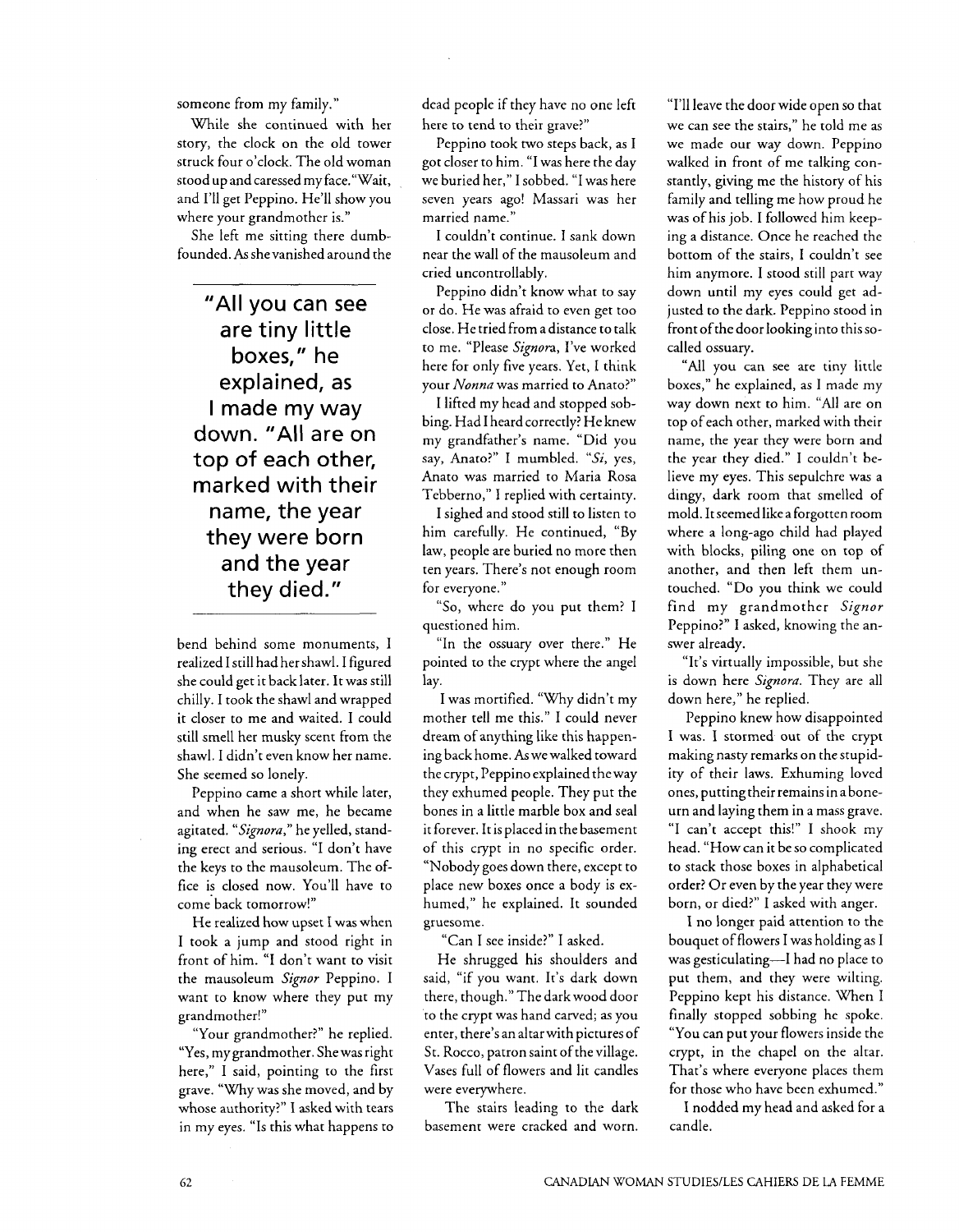someone from my family."

While she continued with her story, the clock on the old tower struck four o'clock. The old woman stood up and caressed my face. "Wait, and I'll get Peppino. He'll show you where your grandmother is."

She left me sitting there dumbfounded. As she vanished around the bend behind some monuments, I realized I still had her shawl. I figured she could get it back later. It was still chilly. I took the shawl and wrapped it closer to me and waited. I could still smell her musky scent from the shawl. I didn't even know her name. She seemed so lonely.

> **"All you can see are tiny little boxes," he explained, as I made my way down. "All are on top of each other, marked with their name, the year they were born and the year they died."**

Peppino came a short while later, and when he saw me, he became agitated. "*Signora*," he yelled, standing erect and serious. "I don't have the keys to the mausoleum. The office is closed now. You'll have to come back tomorrow!"

He realized how upset I was when I took a jump and stood right in front of him. "I don't want to visit the mausoleum *Signor* Peppino. I want to know where they put my grandmother!"

"Your grandmother?" he replied. "Yes, my grandmother. She was right here," I said, pointing to the first grave. "Why was she moved, and by whose authority?" I asked with tears in my eyes. "Is this what happens to dead people if they have no one left here to tend to their grave?"

Peppino took two steps back, as I got closer to him. "I was here the day we buried her," I sobbed. "I was here seven years ago! Massari was her married name."

I couldn't continue. I sank down near the wall of the mausoleum and cried uncontrollably.

Peppino didn't know what to say or do. He was afraid to even get too close. He tried from a distance to talk to me. "Please *Signora*, I've worked here for only five years. Yet, I think your *Nonna* was married to Anato?"

I lifted my head and stopped sobbing. Had I heard correctly? He knew my grandfather's name. "Did you say, Anato?" I mumbled. "*Si*, yes, Anato was married to Maria Rosa Tebberno," I replied with certainty.

I sighed and stood still to listen to him carefully. He continued, "By law, people are buried no more then ten years. There's not enough room for everyone."

"So, where do you put them? I questioned him.

"In the ossuary over there." He pointed to the crypt where the angel lay.

I was mortified. "Why didn't my mother tell me this." I could never dream of anything like this happening back home. As we walked toward the crypt, Peppino explained the way they exhumed people. They put the bones in a little marble box and seal it forever. It is placed in the basement of this crypt in no specific order. "Nobody goes down there, except to place new boxes once a body is exhumed," he explained. It sounded gruesome.

"Can I see inside?" I asked.

He shrugged his shoulders and said, "if you want. It's dark down there, though." The dark wood door to the crypt was hand carved; as you enter, there's an altar with pictures of St. Rocco, patron saint of the village. Vases full of flowers and lit candles were everywhere.

The stairs leading to the dark basement were cracked and worn. "I'll leave the door wide open so that we can see the stairs," he told me as we made our way down. Peppino walked in front of me talking constantly, giving me the history of his family and telling me how proud he was of his job. I followed him keeping a distance. Once he reached the bottom of the stairs, I couldn't see him anymore. I stood still part way down until my eyes could get adjusted to the dark. Peppino stood in front of the door looking into this so-called ossuary.

"All you can see are tiny little boxes," he explained, as I made my way down next to him. "All are on top of each other, marked with their name, the year they were born and the year they died." I couldn't believe my eyes. This sepulchre was a dingy, dark room that smelled of mold. It seemed like a forgotten room where a long-ago child had played with blocks, piling one on top of another, and then left them untouched. "Do you think we could find my grandmother *Signor* Peppino?" I asked, knowing the answer already.

"It's virtually impossible, but she is down here *Signora*. They are all down here," he replied.

Peppino knew how disappointed I was. I stormed out of the crypt making nasty remarks on the stupidity of their laws. Exhuming loved ones, putting their remains in a bone-urn and laying them in a mass grave. "I can't accept this!" I shook my head. "How can it be so complicated to stack those boxes in alphabetical order? Or even by the year they were born, or died?" I asked with anger.

I no longer paid attention to the bouquet of flowers I was holding as I was gesticulating—I had no place to put them, and they were wilting. Peppino kept his distance. When I finally stopped sobbing he spoke. "You can put your flowers inside the crypt, in the chapel on the altar. That's where everyone places them for those who have been exhumed."

I nodded my head and asked for a candle.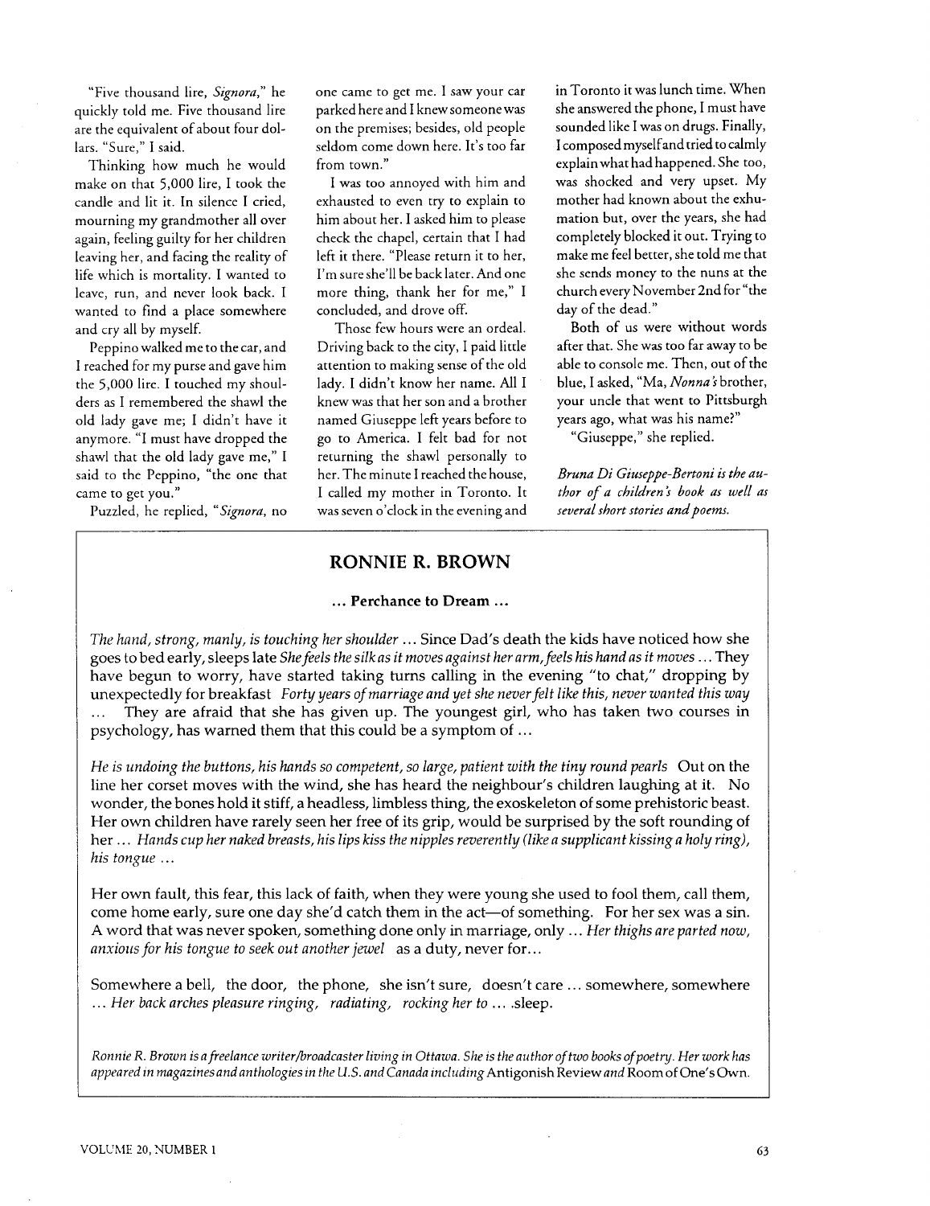"Five thousand lire, *Signora*," he quickly told me. Five thousand lire are the equivalent of about four dollars. "Sure," I said.

Thinking how much he would make on that 5,000 lire, I took the candle and lit it. In silence I cried, mourning my grandmother all over again, feeling guilty for her children leaving her, and facing the reality of life which is mortality. I wanted to leave, run, and never look back. I wanted to find a place somewhere and cry all by myself.

Peppino walked me to the car, and I reached for my purse and gave him the 5,000 lire. I touched my shoulders as I remembered the shawl the old lady gave me; I didn't have it anymore. "I must have dropped the shawl that the old lady gave me," I said to the Peppino, "the one that came to get you."

Puzzled, he replied, "*Signora*, no one came to get me. I saw your car parked here and I knew someone was on the premises; besides, old people seldom come down here. It's too far from town."

I was too annoyed with him and exhausted to even try to explain to him about her. I asked him to please check the chapel, certain that I had left it there. "Please return it to her, I'm sure she'll be back later. And one more thing, thank her for me," I concluded, and drove off.

Those few hours were an ordeal. Driving back to the city, I paid little attention to making sense of the old lady. I didn't know her name. All I knew was that her son and a brother named Giuseppe left years before to go to America. I felt bad for not returning the shawl personally to her. The minute I reached the house, I called my mother in Toronto. It was seven o'clock in the evening and in Toronto it was lunch time. When she answered the phone, I must have sounded like I was on drugs. Finally, I composed myself and tried to calmly explain what had happened. She too, was shocked and very upset. My mother had known about the exhumation but, over the years, she had completely blocked it out. Trying to make me feel better, she told me that she sends money to the nuns at the church every November 2nd for "the day of the dead."

Both of us were without words after that. She was too far away to be able to console me. Then, out of the blue, I asked, "Ma, *Nonna's* brother, your uncle that went to Pittsburgh years ago, what was his name?"

"Giuseppe," she replied.

*Bruna Di Giuseppe-Bertoni is the author of a children's book as well as several short stories and poems.*

## RONNIE R. BROWN

### ... Perchance to Dream ...

*The hand, strong, manly, is touching her shoulder* ... Since Dad's death the kids have noticed how she goes to bed early, sleeps late *She feels the silk as it moves against her arm, feels his hand as it moves* ... They have begun to worry, have started taking turns calling in the evening "to chat," dropping by unexpectedly for breakfast *Forty years of marriage and yet she never felt like this, never wanted this way* ... They are afraid that she has given up. The youngest girl, who has taken two courses in psychology, has warned them that this could be a symptom of ...

*He is undoing the buttons, his hands so competent, so large, patient with the tiny round pearls* Out on the line her corset moves with the wind, she has heard the neighbour's children laughing at it. No wonder, the bones hold it stiff, a headless, limbless thing, the exoskeleton of some prehistoric beast. Her own children have rarely seen her free of its grip, would be surprised by the soft rounding of her ... *Hands cup her naked breasts, his lips kiss the nipples reverently (like a supplicant kissing a holy ring), his tongue* ...

Her own fault, this fear, this lack of faith, when they were young she used to fool them, call them, come home early, sure one day she'd catch them in the act—of something. For her sex was a sin. A word that was never spoken, something done only in marriage, only ... *Her thighs are parted now, anxious for his tongue to seek out another jewel* as a duty, never for...

Somewhere a bell, the door, the phone, she isn't sure, doesn't care ... somewhere, somewhere ... *Her back arches pleasure ringing, radiating, rocking her to* ... .sleep.

*Ronnie R. Brown is a freelance writer/broadcaster living in Ottawa. She is the author of two books of poetry. Her work has appeared in magazines and anthologies in the U.S. and Canada including* Antigonish Review *and* Room of One's Own.